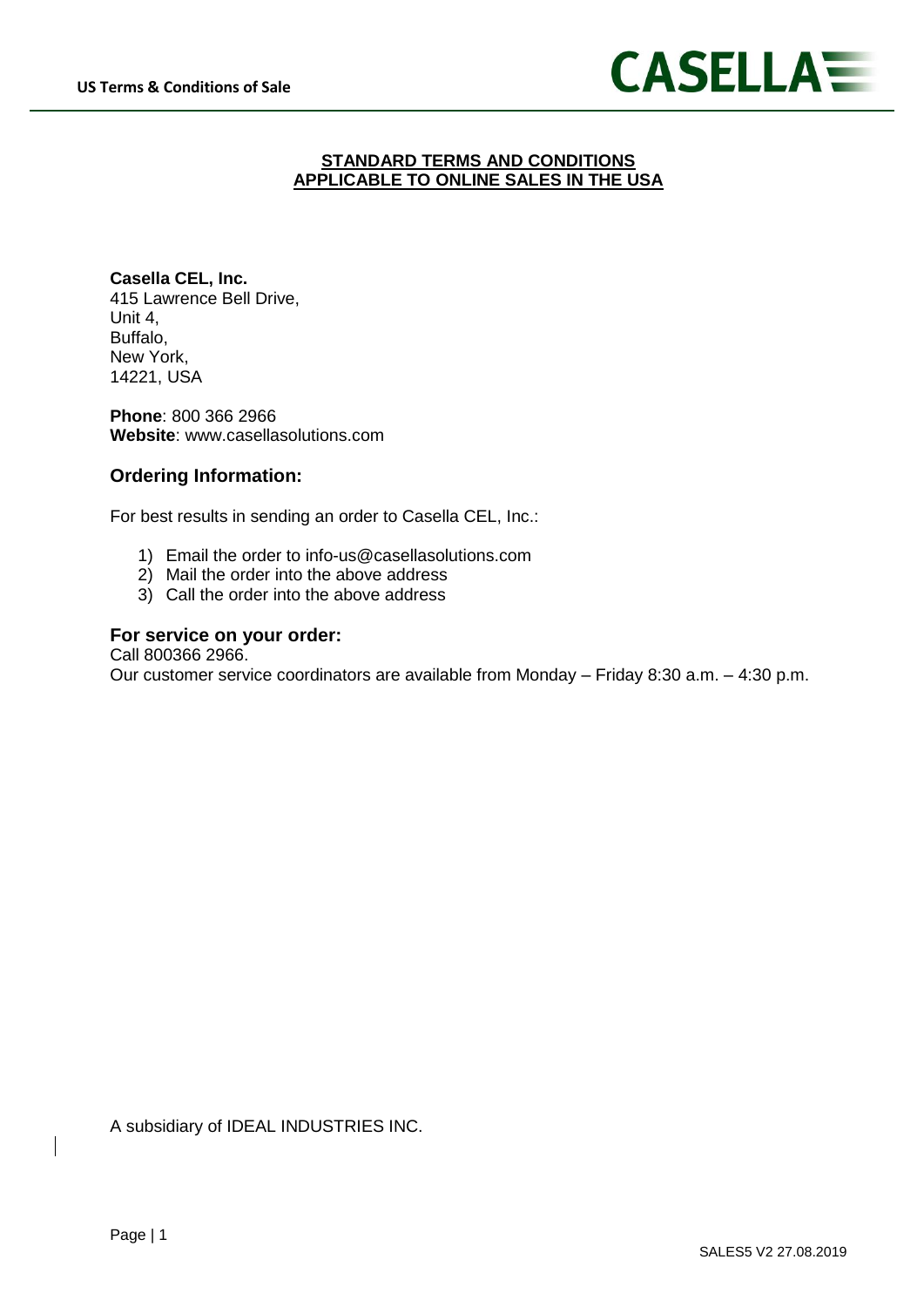# STANDARD TERMS AND CONDITIONS APPLICABLE TO ONLINE SALES IN THE USA

**Casella CEL, Inc.**
415 Lawrence Bell Drive,
Unit 4,
Buffalo,
New York,
14221, USA

**Phone**: 800 366 2966
**Website**: www.casellasolutions.com

## Ordering Information:

For best results in sending an order to Casella CEL, Inc.:

1) Email the order to info-us@casellasolutions.com
2) Mail the order into the above address
3) Call the order into the above address

## For service on your order:

Call 800366 2966.
Our customer service coordinators are available from Monday – Friday 8:30 a.m. – 4:30 p.m.

A subsidiary of IDEAL INDUSTRIES INC.

SALES5 V2 27.08.2019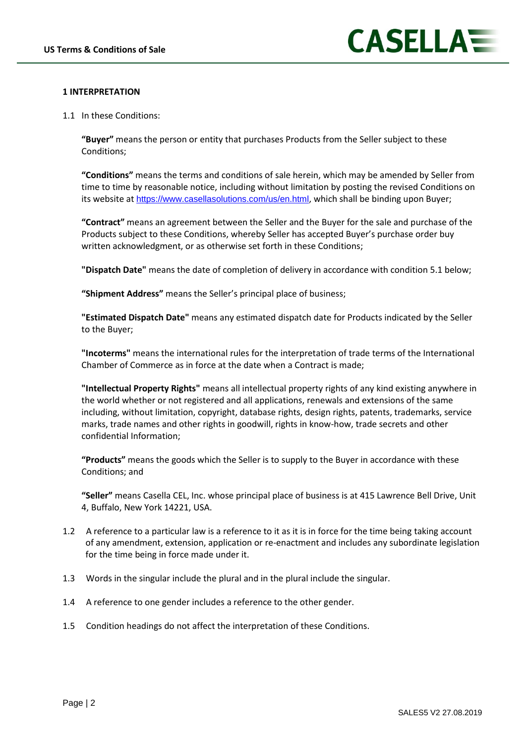## 1 INTERPRETATION

1.1 In these Conditions:

**"Buyer"** means the person or entity that purchases Products from the Seller subject to these Conditions;

**"Conditions"** means the terms and conditions of sale herein, which may be amended by Seller from time to time by reasonable notice, including without limitation by posting the revised Conditions on its website at https://www.casellasolutions.com/us/en.html, which shall be binding upon Buyer;

**"Contract"** means an agreement between the Seller and the Buyer for the sale and purchase of the Products subject to these Conditions, whereby Seller has accepted Buyer's purchase order buy written acknowledgment, or as otherwise set forth in these Conditions;

**"Dispatch Date"** means the date of completion of delivery in accordance with condition 5.1 below;

**"Shipment Address"** means the Seller's principal place of business;

**"Estimated Dispatch Date"** means any estimated dispatch date for Products indicated by the Seller to the Buyer;

**"Incoterms"** means the international rules for the interpretation of trade terms of the International Chamber of Commerce as in force at the date when a Contract is made;

**"Intellectual Property Rights"** means all intellectual property rights of any kind existing anywhere in the world whether or not registered and all applications, renewals and extensions of the same including, without limitation, copyright, database rights, design rights, patents, trademarks, service marks, trade names and other rights in goodwill, rights in know-how, trade secrets and other confidential Information;

**"Products"** means the goods which the Seller is to supply to the Buyer in accordance with these Conditions; and

**"Seller"** means Casella CEL, Inc. whose principal place of business is at 415 Lawrence Bell Drive, Unit 4, Buffalo, New York 14221, USA.

1.2 A reference to a particular law is a reference to it as it is in force for the time being taking account of any amendment, extension, application or re-enactment and includes any subordinate legislation for the time being in force made under it.

1.3 Words in the singular include the plural and in the plural include the singular.

1.4 A reference to one gender includes a reference to the other gender.

1.5 Condition headings do not affect the interpretation of these Conditions.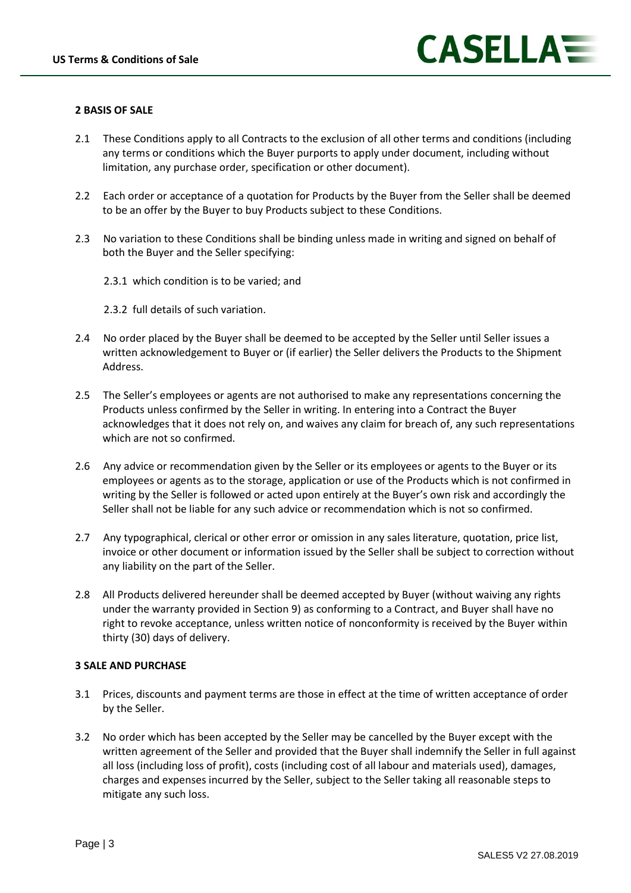## 2 BASIS OF SALE

2.1 These Conditions apply to all Contracts to the exclusion of all other terms and conditions (including any terms or conditions which the Buyer purports to apply under document, including without limitation, any purchase order, specification or other document).

2.2 Each order or acceptance of a quotation for Products by the Buyer from the Seller shall be deemed to be an offer by the Buyer to buy Products subject to these Conditions.

2.3 No variation to these Conditions shall be binding unless made in writing and signed on behalf of both the Buyer and the Seller specifying:

2.3.1 which condition is to be varied; and

2.3.2 full details of such variation.

2.4 No order placed by the Buyer shall be deemed to be accepted by the Seller until Seller issues a written acknowledgement to Buyer or (if earlier) the Seller delivers the Products to the Shipment Address.

2.5 The Seller's employees or agents are not authorised to make any representations concerning the Products unless confirmed by the Seller in writing. In entering into a Contract the Buyer acknowledges that it does not rely on, and waives any claim for breach of, any such representations which are not so confirmed.

2.6 Any advice or recommendation given by the Seller or its employees or agents to the Buyer or its employees or agents as to the storage, application or use of the Products which is not confirmed in writing by the Seller is followed or acted upon entirely at the Buyer's own risk and accordingly the Seller shall not be liable for any such advice or recommendation which is not so confirmed.

2.7 Any typographical, clerical or other error or omission in any sales literature, quotation, price list, invoice or other document or information issued by the Seller shall be subject to correction without any liability on the part of the Seller.

2.8 All Products delivered hereunder shall be deemed accepted by Buyer (without waiving any rights under the warranty provided in Section 9) as conforming to a Contract, and Buyer shall have no right to revoke acceptance, unless written notice of nonconformity is received by the Buyer within thirty (30) days of delivery.

## 3 SALE AND PURCHASE

3.1 Prices, discounts and payment terms are those in effect at the time of written acceptance of order by the Seller.

3.2 No order which has been accepted by the Seller may be cancelled by the Buyer except with the written agreement of the Seller and provided that the Buyer shall indemnify the Seller in full against all loss (including loss of profit), costs (including cost of all labour and materials used), damages, charges and expenses incurred by the Seller, subject to the Seller taking all reasonable steps to mitigate any such loss.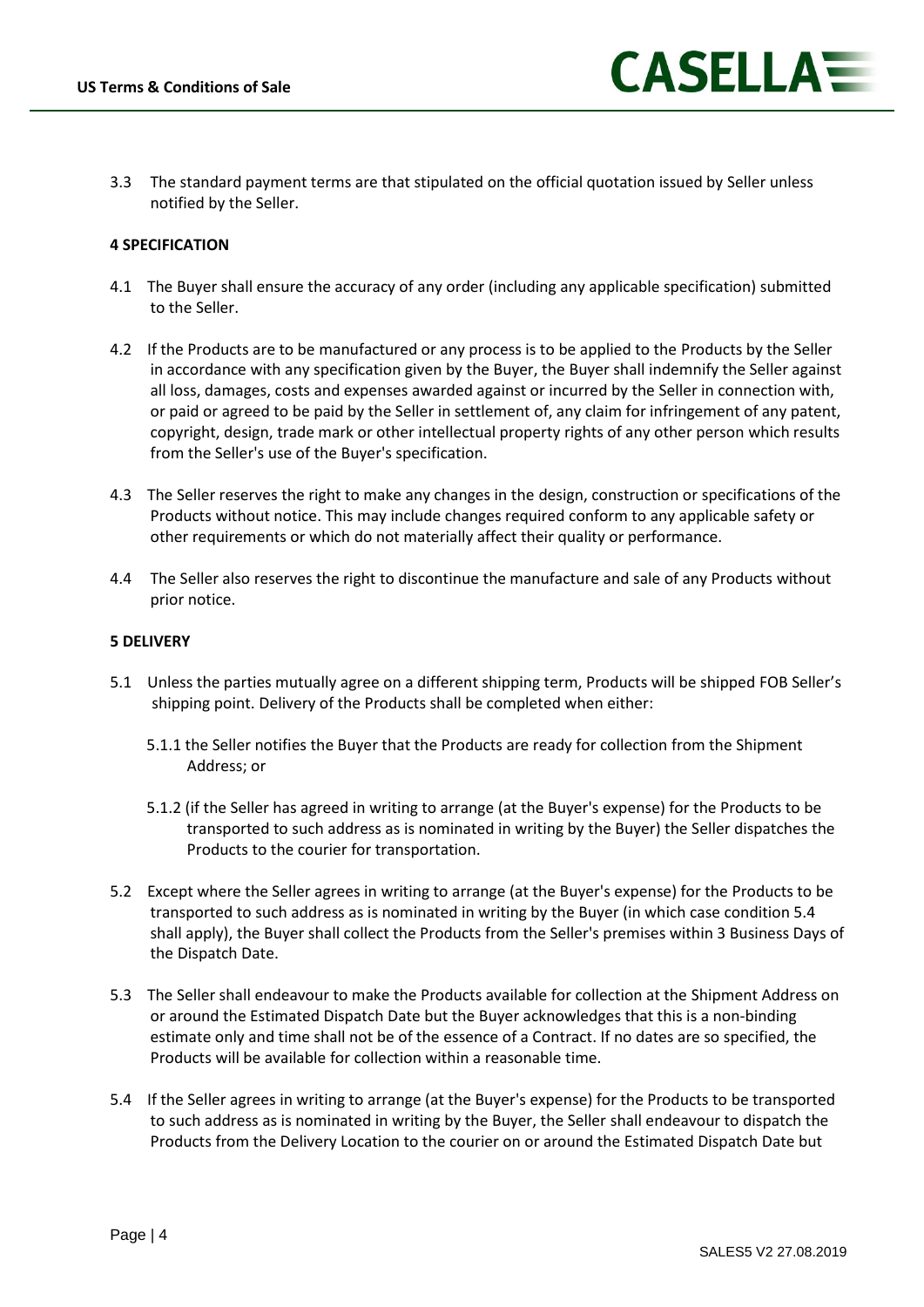3.3 The standard payment terms are that stipulated on the official quotation issued by Seller unless notified by the Seller.

**4 SPECIFICATION**

4.1 The Buyer shall ensure the accuracy of any order (including any applicable specification) submitted to the Seller.

4.2 If the Products are to be manufactured or any process is to be applied to the Products by the Seller in accordance with any specification given by the Buyer, the Buyer shall indemnify the Seller against all loss, damages, costs and expenses awarded against or incurred by the Seller in connection with, or paid or agreed to be paid by the Seller in settlement of, any claim for infringement of any patent, copyright, design, trade mark or other intellectual property rights of any other person which results from the Seller's use of the Buyer's specification.

4.3 The Seller reserves the right to make any changes in the design, construction or specifications of the Products without notice. This may include changes required conform to any applicable safety or other requirements or which do not materially affect their quality or performance.

4.4 The Seller also reserves the right to discontinue the manufacture and sale of any Products without prior notice.

**5 DELIVERY**

5.1 Unless the parties mutually agree on a different shipping term, Products will be shipped FOB Seller's shipping point. Delivery of the Products shall be completed when either:

5.1.1 the Seller notifies the Buyer that the Products are ready for collection from the Shipment Address; or

5.1.2 (if the Seller has agreed in writing to arrange (at the Buyer's expense) for the Products to be transported to such address as is nominated in writing by the Buyer) the Seller dispatches the Products to the courier for transportation.

5.2 Except where the Seller agrees in writing to arrange (at the Buyer's expense) for the Products to be transported to such address as is nominated in writing by the Buyer (in which case condition 5.4 shall apply), the Buyer shall collect the Products from the Seller's premises within 3 Business Days of the Dispatch Date.

5.3 The Seller shall endeavour to make the Products available for collection at the Shipment Address on or around the Estimated Dispatch Date but the Buyer acknowledges that this is a non-binding estimate only and time shall not be of the essence of a Contract. If no dates are so specified, the Products will be available for collection within a reasonable time.

5.4 If the Seller agrees in writing to arrange (at the Buyer's expense) for the Products to be transported to such address as is nominated in writing by the Buyer, the Seller shall endeavour to dispatch the Products from the Delivery Location to the courier on or around the Estimated Dispatch Date but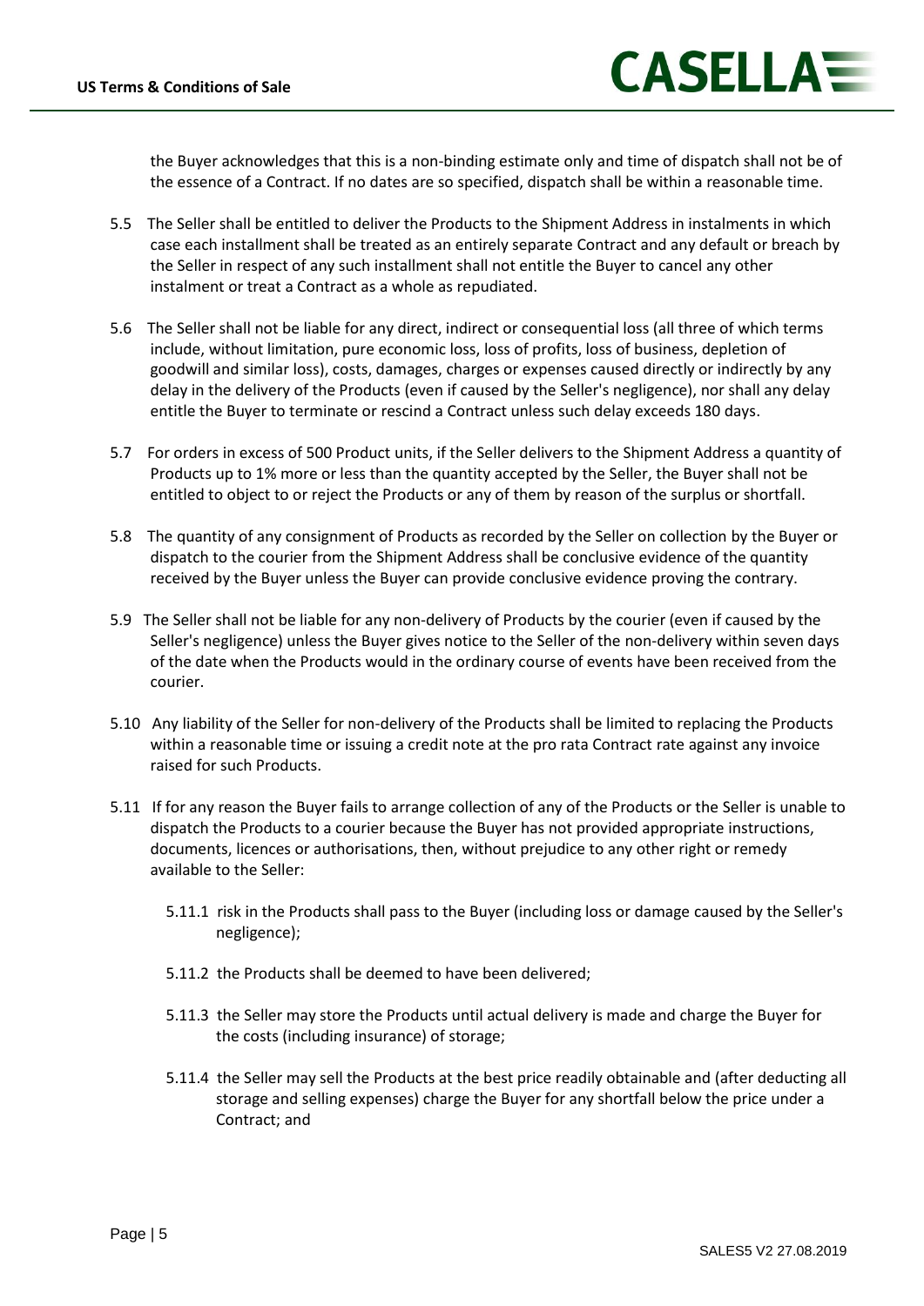the Buyer acknowledges that this is a non-binding estimate only and time of dispatch shall not be of the essence of a Contract. If no dates are so specified, dispatch shall be within a reasonable time.

5.5 The Seller shall be entitled to deliver the Products to the Shipment Address in instalments in which case each installment shall be treated as an entirely separate Contract and any default or breach by the Seller in respect of any such installment shall not entitle the Buyer to cancel any other instalment or treat a Contract as a whole as repudiated.

5.6 The Seller shall not be liable for any direct, indirect or consequential loss (all three of which terms include, without limitation, pure economic loss, loss of profits, loss of business, depletion of goodwill and similar loss), costs, damages, charges or expenses caused directly or indirectly by any delay in the delivery of the Products (even if caused by the Seller's negligence), nor shall any delay entitle the Buyer to terminate or rescind a Contract unless such delay exceeds 180 days.

5.7 For orders in excess of 500 Product units, if the Seller delivers to the Shipment Address a quantity of Products up to 1% more or less than the quantity accepted by the Seller, the Buyer shall not be entitled to object to or reject the Products or any of them by reason of the surplus or shortfall.

5.8 The quantity of any consignment of Products as recorded by the Seller on collection by the Buyer or dispatch to the courier from the Shipment Address shall be conclusive evidence of the quantity received by the Buyer unless the Buyer can provide conclusive evidence proving the contrary.

5.9 The Seller shall not be liable for any non-delivery of Products by the courier (even if caused by the Seller's negligence) unless the Buyer gives notice to the Seller of the non-delivery within seven days of the date when the Products would in the ordinary course of events have been received from the courier.

5.10 Any liability of the Seller for non-delivery of the Products shall be limited to replacing the Products within a reasonable time or issuing a credit note at the pro rata Contract rate against any invoice raised for such Products.

5.11 If for any reason the Buyer fails to arrange collection of any of the Products or the Seller is unable to dispatch the Products to a courier because the Buyer has not provided appropriate instructions, documents, licences or authorisations, then, without prejudice to any other right or remedy available to the Seller:

5.11.1 risk in the Products shall pass to the Buyer (including loss or damage caused by the Seller's negligence);

5.11.2 the Products shall be deemed to have been delivered;

5.11.3 the Seller may store the Products until actual delivery is made and charge the Buyer for the costs (including insurance) of storage;

5.11.4 the Seller may sell the Products at the best price readily obtainable and (after deducting all storage and selling expenses) charge the Buyer for any shortfall below the price under a Contract; and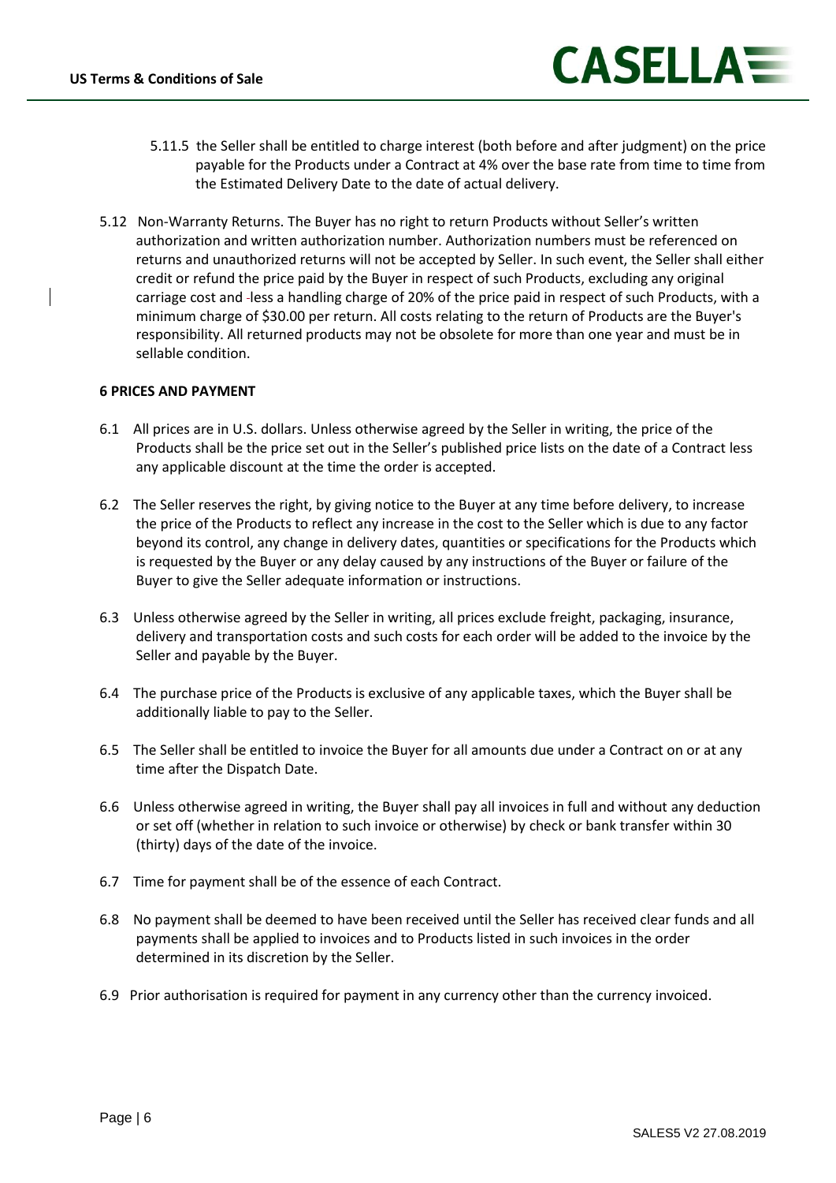5.11.5 the Seller shall be entitled to charge interest (both before and after judgment) on the price payable for the Products under a Contract at 4% over the base rate from time to time from the Estimated Delivery Date to the date of actual delivery.

5.12 Non-Warranty Returns. The Buyer has no right to return Products without Seller's written authorization and written authorization number. Authorization numbers must be referenced on returns and unauthorized returns will not be accepted by Seller. In such event, the Seller shall either credit or refund the price paid by the Buyer in respect of such Products, excluding any original carriage cost and less a handling charge of 20% of the price paid in respect of such Products, with a minimum charge of $30.00 per return. All costs relating to the return of Products are the Buyer's responsibility. All returned products may not be obsolete for more than one year and must be in sellable condition.

**6 PRICES AND PAYMENT**

6.1 All prices are in U.S. dollars. Unless otherwise agreed by the Seller in writing, the price of the Products shall be the price set out in the Seller's published price lists on the date of a Contract less any applicable discount at the time the order is accepted.

6.2 The Seller reserves the right, by giving notice to the Buyer at any time before delivery, to increase the price of the Products to reflect any increase in the cost to the Seller which is due to any factor beyond its control, any change in delivery dates, quantities or specifications for the Products which is requested by the Buyer or any delay caused by any instructions of the Buyer or failure of the Buyer to give the Seller adequate information or instructions.

6.3 Unless otherwise agreed by the Seller in writing, all prices exclude freight, packaging, insurance, delivery and transportation costs and such costs for each order will be added to the invoice by the Seller and payable by the Buyer.

6.4 The purchase price of the Products is exclusive of any applicable taxes, which the Buyer shall be additionally liable to pay to the Seller.

6.5 The Seller shall be entitled to invoice the Buyer for all amounts due under a Contract on or at any time after the Dispatch Date.

6.6 Unless otherwise agreed in writing, the Buyer shall pay all invoices in full and without any deduction or set off (whether in relation to such invoice or otherwise) by check or bank transfer within 30 (thirty) days of the date of the invoice.

6.7 Time for payment shall be of the essence of each Contract.

6.8 No payment shall be deemed to have been received until the Seller has received clear funds and all payments shall be applied to invoices and to Products listed in such invoices in the order determined in its discretion by the Seller.

6.9 Prior authorisation is required for payment in any currency other than the currency invoiced.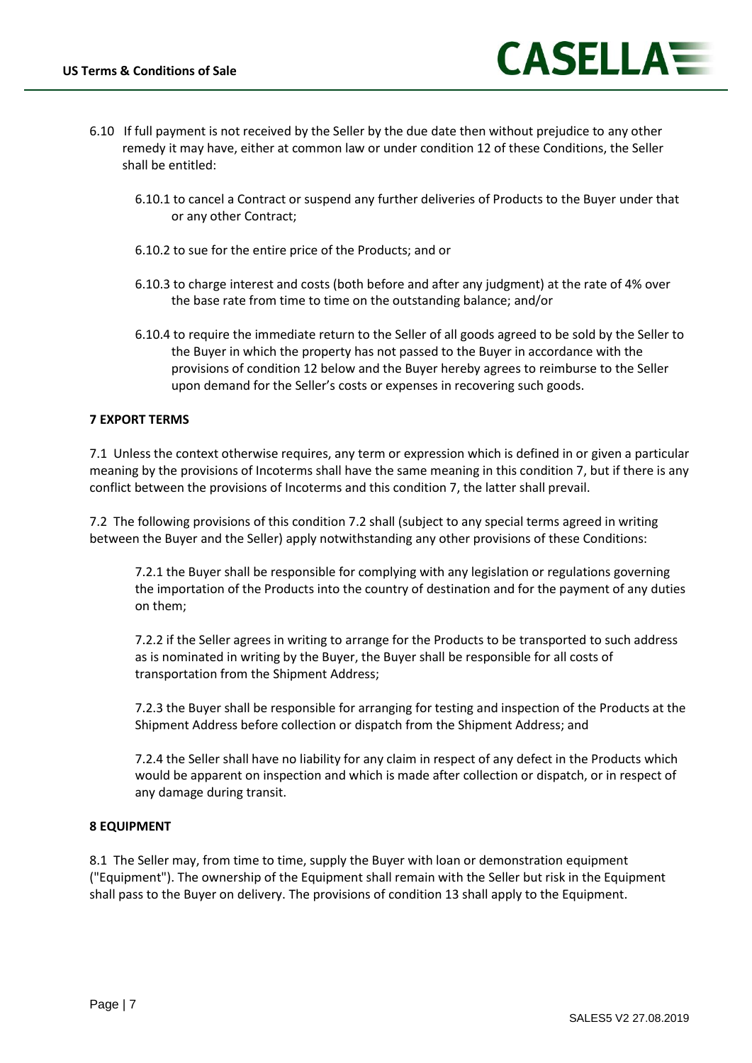6.10 If full payment is not received by the Seller by the due date then without prejudice to any other remedy it may have, either at common law or under condition 12 of these Conditions, the Seller shall be entitled:

6.10.1 to cancel a Contract or suspend any further deliveries of Products to the Buyer under that or any other Contract;

6.10.2 to sue for the entire price of the Products; and or

6.10.3 to charge interest and costs (both before and after any judgment) at the rate of 4% over the base rate from time to time on the outstanding balance; and/or

6.10.4 to require the immediate return to the Seller of all goods agreed to be sold by the Seller to the Buyer in which the property has not passed to the Buyer in accordance with the provisions of condition 12 below and the Buyer hereby agrees to reimburse to the Seller upon demand for the Seller's costs or expenses in recovering such goods.

**7 EXPORT TERMS**

7.1 Unless the context otherwise requires, any term or expression which is defined in or given a particular meaning by the provisions of Incoterms shall have the same meaning in this condition 7, but if there is any conflict between the provisions of Incoterms and this condition 7, the latter shall prevail.

7.2 The following provisions of this condition 7.2 shall (subject to any special terms agreed in writing between the Buyer and the Seller) apply notwithstanding any other provisions of these Conditions:

7.2.1 the Buyer shall be responsible for complying with any legislation or regulations governing the importation of the Products into the country of destination and for the payment of any duties on them;

7.2.2 if the Seller agrees in writing to arrange for the Products to be transported to such address as is nominated in writing by the Buyer, the Buyer shall be responsible for all costs of transportation from the Shipment Address;

7.2.3 the Buyer shall be responsible for arranging for testing and inspection of the Products at the Shipment Address before collection or dispatch from the Shipment Address; and

7.2.4 the Seller shall have no liability for any claim in respect of any defect in the Products which would be apparent on inspection and which is made after collection or dispatch, or in respect of any damage during transit.

**8 EQUIPMENT**

8.1 The Seller may, from time to time, supply the Buyer with loan or demonstration equipment ("Equipment"). The ownership of the Equipment shall remain with the Seller but risk in the Equipment shall pass to the Buyer on delivery. The provisions of condition 13 shall apply to the Equipment.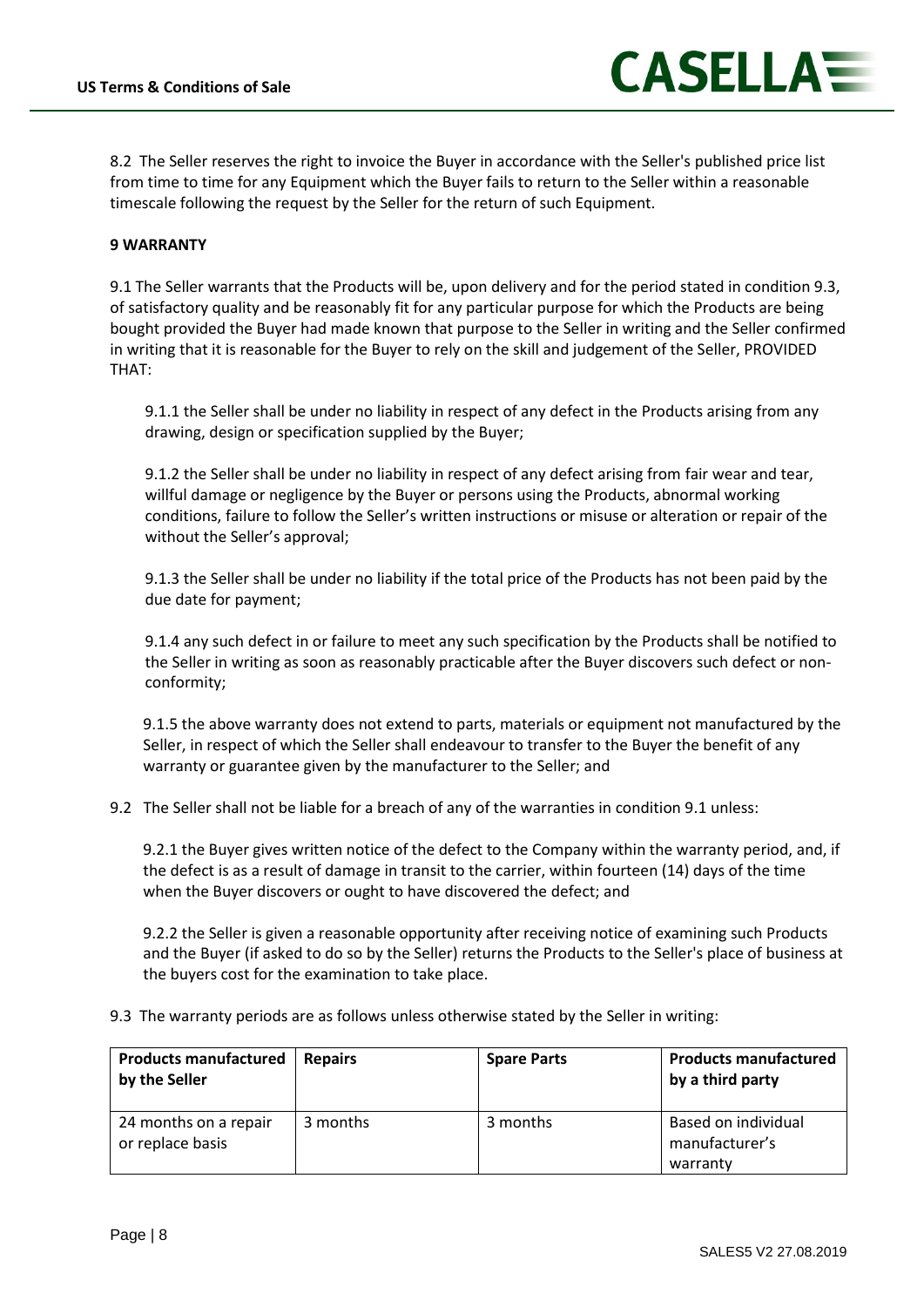8.2 The Seller reserves the right to invoice the Buyer in accordance with the Seller's published price list from time to time for any Equipment which the Buyer fails to return to the Seller within a reasonable timescale following the request by the Seller for the return of such Equipment.

**9 WARRANTY**

9.1 The Seller warrants that the Products will be, upon delivery and for the period stated in condition 9.3, of satisfactory quality and be reasonably fit for any particular purpose for which the Products are being bought provided the Buyer had made known that purpose to the Seller in writing and the Seller confirmed in writing that it is reasonable for the Buyer to rely on the skill and judgement of the Seller, PROVIDED THAT:

9.1.1 the Seller shall be under no liability in respect of any defect in the Products arising from any drawing, design or specification supplied by the Buyer;

9.1.2 the Seller shall be under no liability in respect of any defect arising from fair wear and tear, willful damage or negligence by the Buyer or persons using the Products, abnormal working conditions, failure to follow the Seller's written instructions or misuse or alteration or repair of the without the Seller's approval;

9.1.3 the Seller shall be under no liability if the total price of the Products has not been paid by the due date for payment;

9.1.4 any such defect in or failure to meet any such specification by the Products shall be notified to the Seller in writing as soon as reasonably practicable after the Buyer discovers such defect or non-conformity;

9.1.5 the above warranty does not extend to parts, materials or equipment not manufactured by the Seller, in respect of which the Seller shall endeavour to transfer to the Buyer the benefit of any warranty or guarantee given by the manufacturer to the Seller; and

9.2 The Seller shall not be liable for a breach of any of the warranties in condition 9.1 unless:

9.2.1 the Buyer gives written notice of the defect to the Company within the warranty period, and, if the defect is as a result of damage in transit to the carrier, within fourteen (14) days of the time when the Buyer discovers or ought to have discovered the defect; and

9.2.2 the Seller is given a reasonable opportunity after receiving notice of examining such Products and the Buyer (if asked to do so by the Seller) returns the Products to the Seller's place of business at the buyers cost for the examination to take place.

9.3 The warranty periods are as follows unless otherwise stated by the Seller in writing:

| Products manufactured by the Seller | Repairs | Spare Parts | Products manufactured by a third party |
|---|---|---|---|
| 24 months on a repair or replace basis | 3 months | 3 months | Based on individual manufacturer's warranty |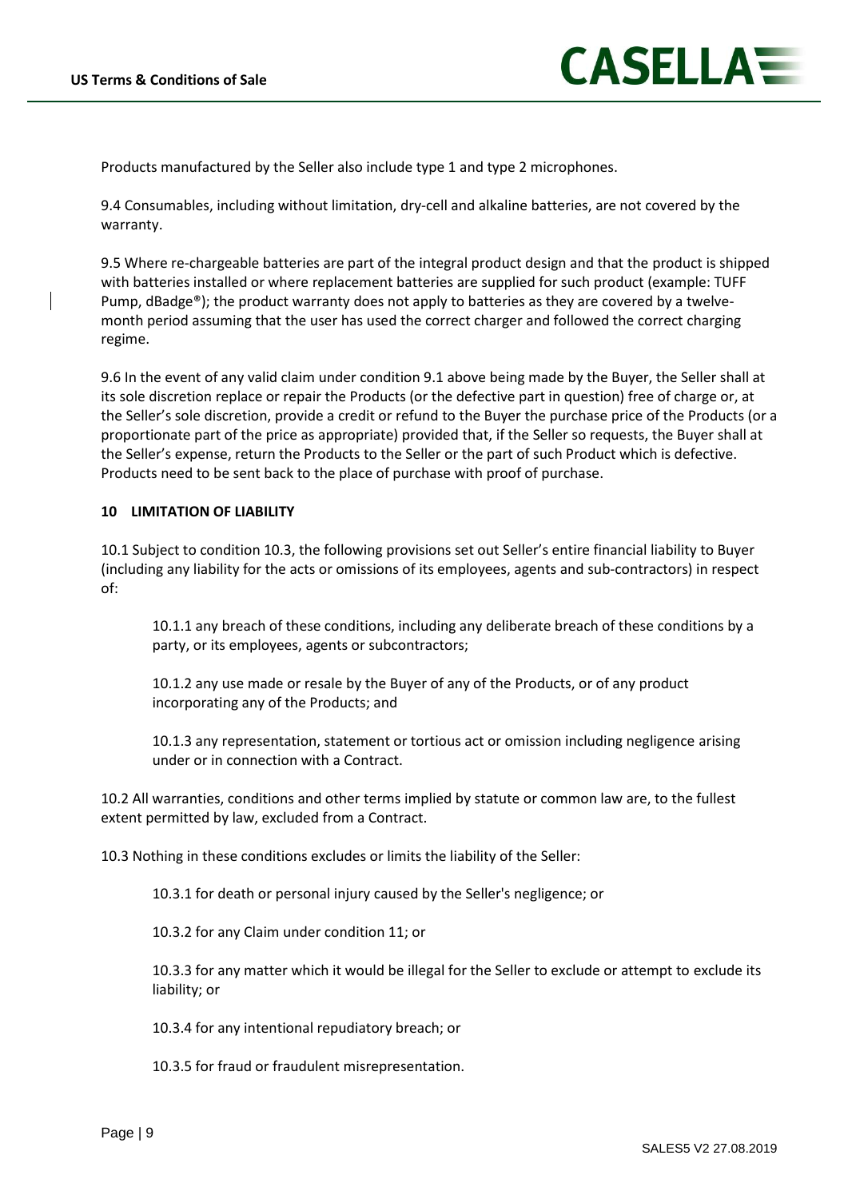Products manufactured by the Seller also include type 1 and type 2 microphones.

9.4 Consumables, including without limitation, dry-cell and alkaline batteries, are not covered by the warranty.

9.5 Where re-chargeable batteries are part of the integral product design and that the product is shipped with batteries installed or where replacement batteries are supplied for such product (example: TUFF Pump, dBadge®); the product warranty does not apply to batteries as they are covered by a twelve-month period assuming that the user has used the correct charger and followed the correct charging regime.

9.6 In the event of any valid claim under condition 9.1 above being made by the Buyer, the Seller shall at its sole discretion replace or repair the Products (or the defective part in question) free of charge or, at the Seller's sole discretion, provide a credit or refund to the Buyer the purchase price of the Products (or a proportionate part of the price as appropriate) provided that, if the Seller so requests, the Buyer shall at the Seller's expense, return the Products to the Seller or the part of such Product which is defective. Products need to be sent back to the place of purchase with proof of purchase.

## 10 LIMITATION OF LIABILITY

10.1 Subject to condition 10.3, the following provisions set out Seller's entire financial liability to Buyer (including any liability for the acts or omissions of its employees, agents and sub-contractors) in respect of:

> 10.1.1 any breach of these conditions, including any deliberate breach of these conditions by a party, or its employees, agents or subcontractors;
>
> 10.1.2 any use made or resale by the Buyer of any of the Products, or of any product incorporating any of the Products; and
>
> 10.1.3 any representation, statement or tortious act or omission including negligence arising under or in connection with a Contract.

10.2 All warranties, conditions and other terms implied by statute or common law are, to the fullest extent permitted by law, excluded from a Contract.

10.3 Nothing in these conditions excludes or limits the liability of the Seller:

> 10.3.1 for death or personal injury caused by the Seller's negligence; or
>
> 10.3.2 for any Claim under condition 11; or
>
> 10.3.3 for any matter which it would be illegal for the Seller to exclude or attempt to exclude its liability; or
>
> 10.3.4 for any intentional repudiatory breach; or
>
> 10.3.5 for fraud or fraudulent misrepresentation.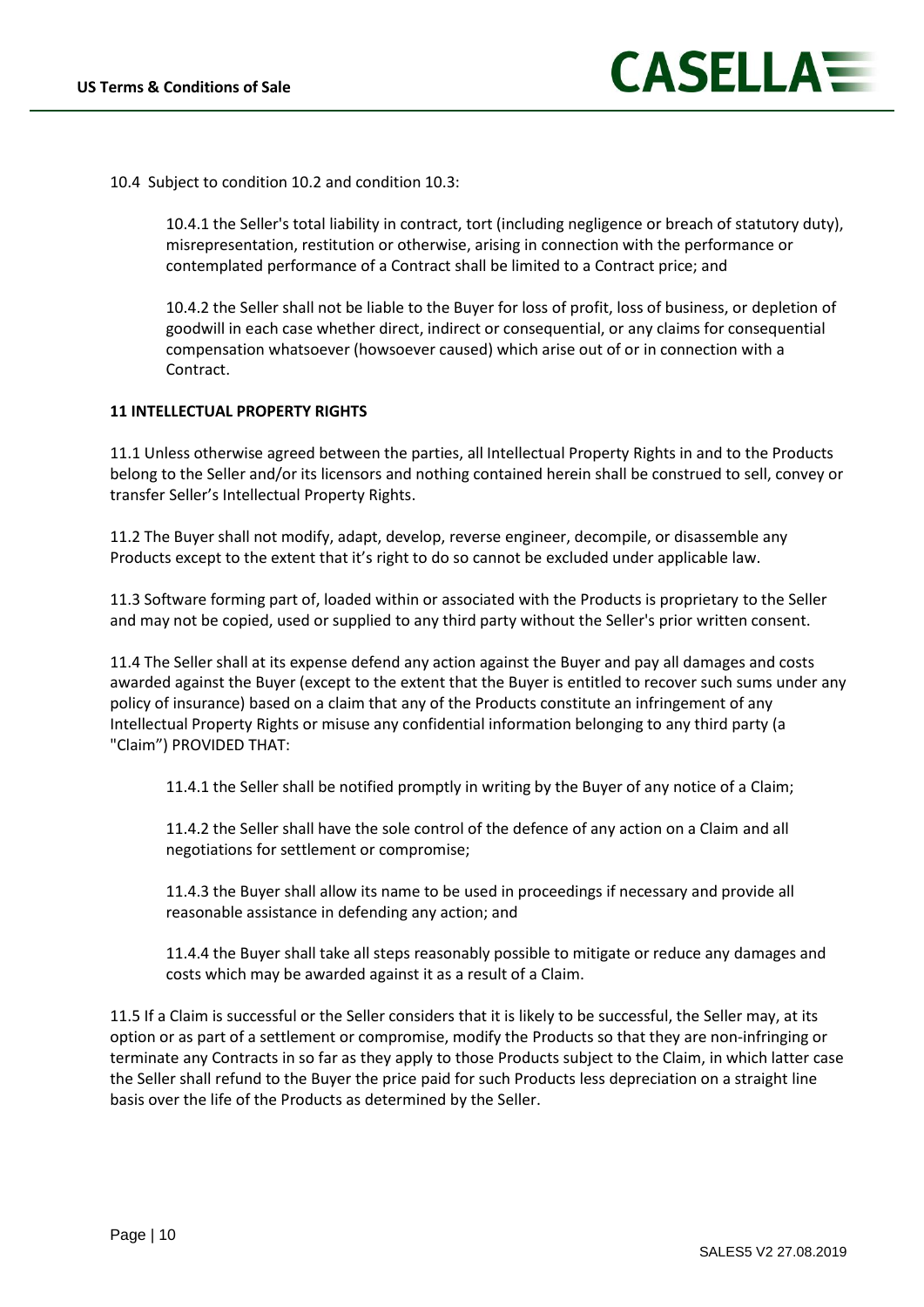10.4 Subject to condition 10.2 and condition 10.3:

10.4.1 the Seller's total liability in contract, tort (including negligence or breach of statutory duty), misrepresentation, restitution or otherwise, arising in connection with the performance or contemplated performance of a Contract shall be limited to a Contract price; and

10.4.2 the Seller shall not be liable to the Buyer for loss of profit, loss of business, or depletion of goodwill in each case whether direct, indirect or consequential, or any claims for consequential compensation whatsoever (howsoever caused) which arise out of or in connection with a Contract.

**11 INTELLECTUAL PROPERTY RIGHTS**

11.1 Unless otherwise agreed between the parties, all Intellectual Property Rights in and to the Products belong to the Seller and/or its licensors and nothing contained herein shall be construed to sell, convey or transfer Seller's Intellectual Property Rights.

11.2 The Buyer shall not modify, adapt, develop, reverse engineer, decompile, or disassemble any Products except to the extent that it's right to do so cannot be excluded under applicable law.

11.3 Software forming part of, loaded within or associated with the Products is proprietary to the Seller and may not be copied, used or supplied to any third party without the Seller's prior written consent.

11.4 The Seller shall at its expense defend any action against the Buyer and pay all damages and costs awarded against the Buyer (except to the extent that the Buyer is entitled to recover such sums under any policy of insurance) based on a claim that any of the Products constitute an infringement of any Intellectual Property Rights or misuse any confidential information belonging to any third party (a "Claim") PROVIDED THAT:

11.4.1 the Seller shall be notified promptly in writing by the Buyer of any notice of a Claim;

11.4.2 the Seller shall have the sole control of the defence of any action on a Claim and all negotiations for settlement or compromise;

11.4.3 the Buyer shall allow its name to be used in proceedings if necessary and provide all reasonable assistance in defending any action; and

11.4.4 the Buyer shall take all steps reasonably possible to mitigate or reduce any damages and costs which may be awarded against it as a result of a Claim.

11.5 If a Claim is successful or the Seller considers that it is likely to be successful, the Seller may, at its option or as part of a settlement or compromise, modify the Products so that they are non-infringing or terminate any Contracts in so far as they apply to those Products subject to the Claim, in which latter case the Seller shall refund to the Buyer the price paid for such Products less depreciation on a straight line basis over the life of the Products as determined by the Seller.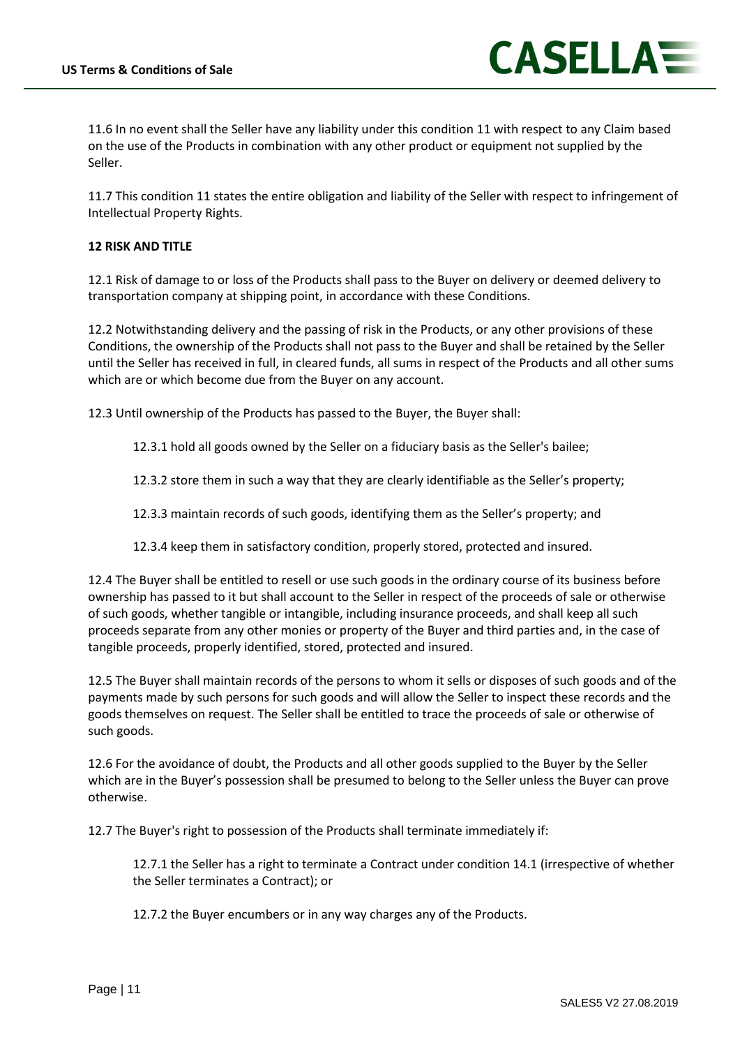11.6 In no event shall the Seller have any liability under this condition 11 with respect to any Claim based on the use of the Products in combination with any other product or equipment not supplied by the Seller.

11.7 This condition 11 states the entire obligation and liability of the Seller with respect to infringement of Intellectual Property Rights.

**12 RISK AND TITLE**

12.1 Risk of damage to or loss of the Products shall pass to the Buyer on delivery or deemed delivery to transportation company at shipping point, in accordance with these Conditions.

12.2 Notwithstanding delivery and the passing of risk in the Products, or any other provisions of these Conditions, the ownership of the Products shall not pass to the Buyer and shall be retained by the Seller until the Seller has received in full, in cleared funds, all sums in respect of the Products and all other sums which are or which become due from the Buyer on any account.

12.3 Until ownership of the Products has passed to the Buyer, the Buyer shall:

12.3.1 hold all goods owned by the Seller on a fiduciary basis as the Seller's bailee;

12.3.2 store them in such a way that they are clearly identifiable as the Seller's property;

12.3.3 maintain records of such goods, identifying them as the Seller's property; and

12.3.4 keep them in satisfactory condition, properly stored, protected and insured.

12.4 The Buyer shall be entitled to resell or use such goods in the ordinary course of its business before ownership has passed to it but shall account to the Seller in respect of the proceeds of sale or otherwise of such goods, whether tangible or intangible, including insurance proceeds, and shall keep all such proceeds separate from any other monies or property of the Buyer and third parties and, in the case of tangible proceeds, properly identified, stored, protected and insured.

12.5 The Buyer shall maintain records of the persons to whom it sells or disposes of such goods and of the payments made by such persons for such goods and will allow the Seller to inspect these records and the goods themselves on request. The Seller shall be entitled to trace the proceeds of sale or otherwise of such goods.

12.6 For the avoidance of doubt, the Products and all other goods supplied to the Buyer by the Seller which are in the Buyer's possession shall be presumed to belong to the Seller unless the Buyer can prove otherwise.

12.7 The Buyer's right to possession of the Products shall terminate immediately if:

12.7.1 the Seller has a right to terminate a Contract under condition 14.1 (irrespective of whether the Seller terminates a Contract); or

12.7.2 the Buyer encumbers or in any way charges any of the Products.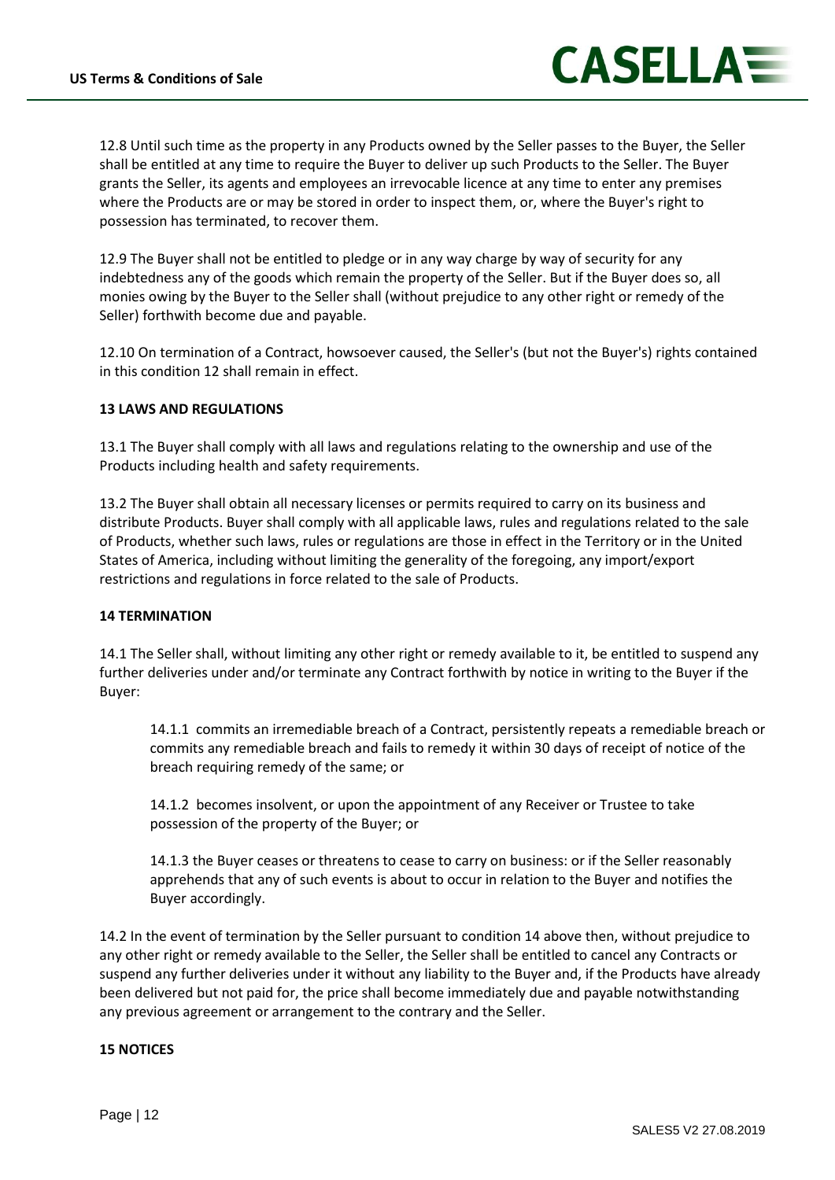12.8 Until such time as the property in any Products owned by the Seller passes to the Buyer, the Seller shall be entitled at any time to require the Buyer to deliver up such Products to the Seller. The Buyer grants the Seller, its agents and employees an irrevocable licence at any time to enter any premises where the Products are or may be stored in order to inspect them, or, where the Buyer's right to possession has terminated, to recover them.

12.9 The Buyer shall not be entitled to pledge or in any way charge by way of security for any indebtedness any of the goods which remain the property of the Seller. But if the Buyer does so, all monies owing by the Buyer to the Seller shall (without prejudice to any other right or remedy of the Seller) forthwith become due and payable.

12.10 On termination of a Contract, howsoever caused, the Seller's (but not the Buyer's) rights contained in this condition 12 shall remain in effect.

**13 LAWS AND REGULATIONS**

13.1 The Buyer shall comply with all laws and regulations relating to the ownership and use of the Products including health and safety requirements.

13.2 The Buyer shall obtain all necessary licenses or permits required to carry on its business and distribute Products. Buyer shall comply with all applicable laws, rules and regulations related to the sale of Products, whether such laws, rules or regulations are those in effect in the Territory or in the United States of America, including without limiting the generality of the foregoing, any import/export restrictions and regulations in force related to the sale of Products.

**14 TERMINATION**

14.1 The Seller shall, without limiting any other right or remedy available to it, be entitled to suspend any further deliveries under and/or terminate any Contract forthwith by notice in writing to the Buyer if the Buyer:

> 14.1.1 commits an irremediable breach of a Contract, persistently repeats a remediable breach or commits any remediable breach and fails to remedy it within 30 days of receipt of notice of the breach requiring remedy of the same; or
>
> 14.1.2 becomes insolvent, or upon the appointment of any Receiver or Trustee to take possession of the property of the Buyer; or
>
> 14.1.3 the Buyer ceases or threatens to cease to carry on business: or if the Seller reasonably apprehends that any of such events is about to occur in relation to the Buyer and notifies the Buyer accordingly.

14.2 In the event of termination by the Seller pursuant to condition 14 above then, without prejudice to any other right or remedy available to the Seller, the Seller shall be entitled to cancel any Contracts or suspend any further deliveries under it without any liability to the Buyer and, if the Products have already been delivered but not paid for, the price shall become immediately due and payable notwithstanding any previous agreement or arrangement to the contrary and the Seller.

**15 NOTICES**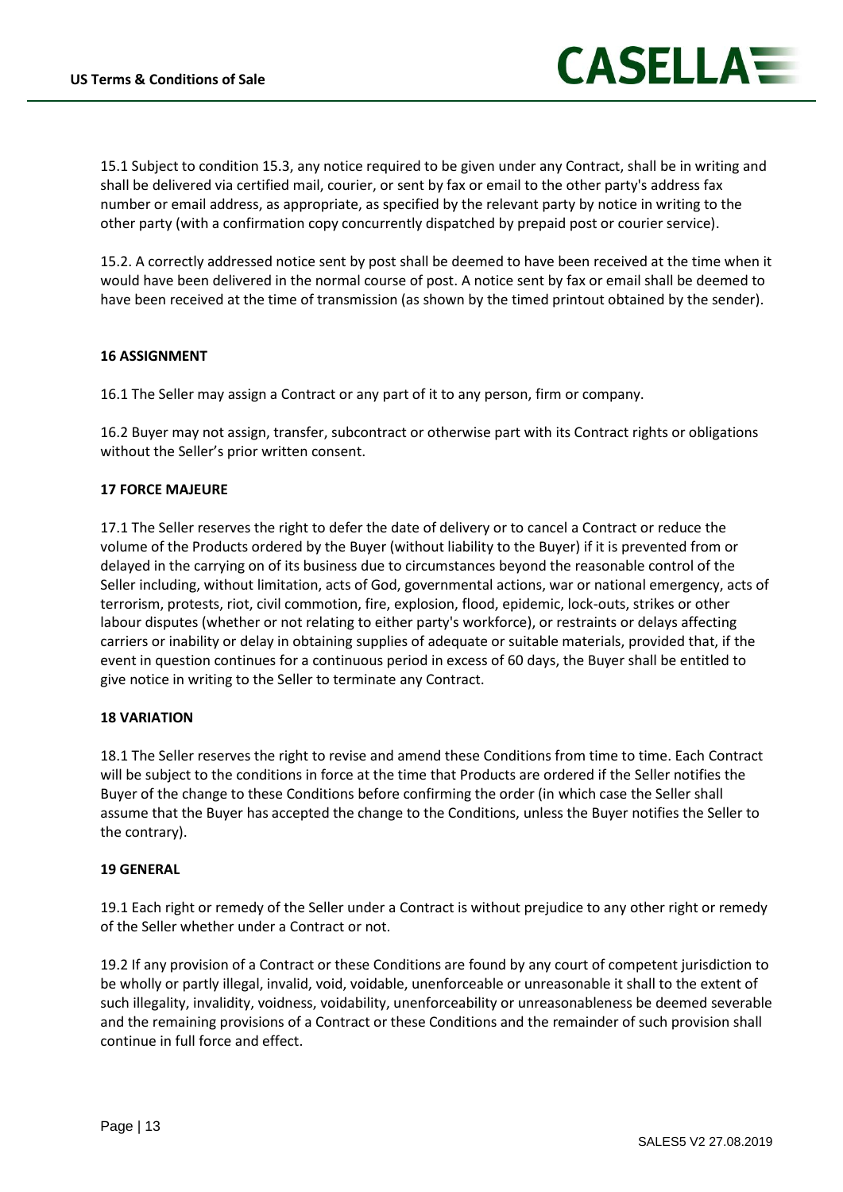15.1 Subject to condition 15.3, any notice required to be given under any Contract, shall be in writing and shall be delivered via certified mail, courier, or sent by fax or email to the other party's address fax number or email address, as appropriate, as specified by the relevant party by notice in writing to the other party (with a confirmation copy concurrently dispatched by prepaid post or courier service).

15.2. A correctly addressed notice sent by post shall be deemed to have been received at the time when it would have been delivered in the normal course of post. A notice sent by fax or email shall be deemed to have been received at the time of transmission (as shown by the timed printout obtained by the sender).

**16 ASSIGNMENT**

16.1 The Seller may assign a Contract or any part of it to any person, firm or company.

16.2 Buyer may not assign, transfer, subcontract or otherwise part with its Contract rights or obligations without the Seller's prior written consent.

**17 FORCE MAJEURE**

17.1 The Seller reserves the right to defer the date of delivery or to cancel a Contract or reduce the volume of the Products ordered by the Buyer (without liability to the Buyer) if it is prevented from or delayed in the carrying on of its business due to circumstances beyond the reasonable control of the Seller including, without limitation, acts of God, governmental actions, war or national emergency, acts of terrorism, protests, riot, civil commotion, fire, explosion, flood, epidemic, lock-outs, strikes or other labour disputes (whether or not relating to either party's workforce), or restraints or delays affecting carriers or inability or delay in obtaining supplies of adequate or suitable materials, provided that, if the event in question continues for a continuous period in excess of 60 days, the Buyer shall be entitled to give notice in writing to the Seller to terminate any Contract.

**18 VARIATION**

18.1 The Seller reserves the right to revise and amend these Conditions from time to time. Each Contract will be subject to the conditions in force at the time that Products are ordered if the Seller notifies the Buyer of the change to these Conditions before confirming the order (in which case the Seller shall assume that the Buyer has accepted the change to the Conditions, unless the Buyer notifies the Seller to the contrary).

**19 GENERAL**

19.1 Each right or remedy of the Seller under a Contract is without prejudice to any other right or remedy of the Seller whether under a Contract or not.

19.2 If any provision of a Contract or these Conditions are found by any court of competent jurisdiction to be wholly or partly illegal, invalid, void, voidable, unenforceable or unreasonable it shall to the extent of such illegality, invalidity, voidness, voidability, unenforceability or unreasonableness be deemed severable and the remaining provisions of a Contract or these Conditions and the remainder of such provision shall continue in full force and effect.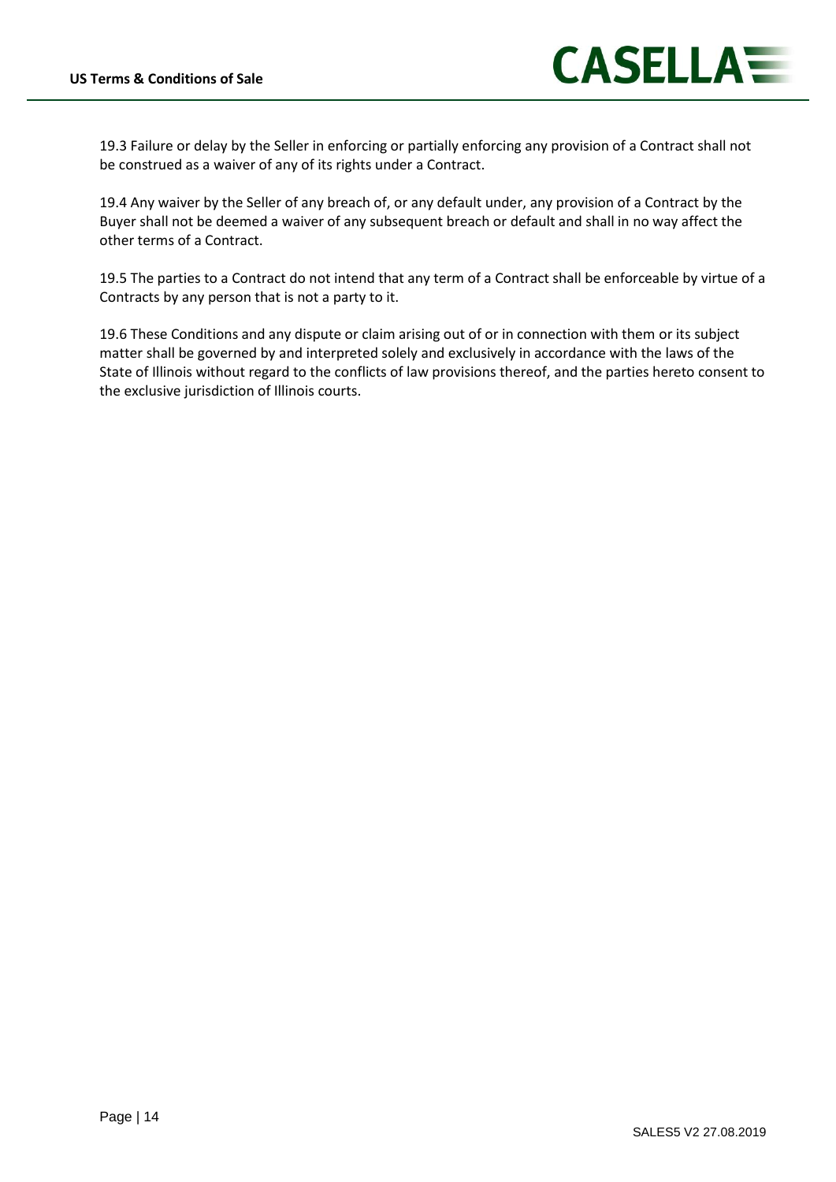19.3 Failure or delay by the Seller in enforcing or partially enforcing any provision of a Contract shall not be construed as a waiver of any of its rights under a Contract.

19.4 Any waiver by the Seller of any breach of, or any default under, any provision of a Contract by the Buyer shall not be deemed a waiver of any subsequent breach or default and shall in no way affect the other terms of a Contract.

19.5 The parties to a Contract do not intend that any term of a Contract shall be enforceable by virtue of a Contracts by any person that is not a party to it.

19.6 These Conditions and any dispute or claim arising out of or in connection with them or its subject matter shall be governed by and interpreted solely and exclusively in accordance with the laws of the State of Illinois without regard to the conflicts of law provisions thereof, and the parties hereto consent to the exclusive jurisdiction of Illinois courts.